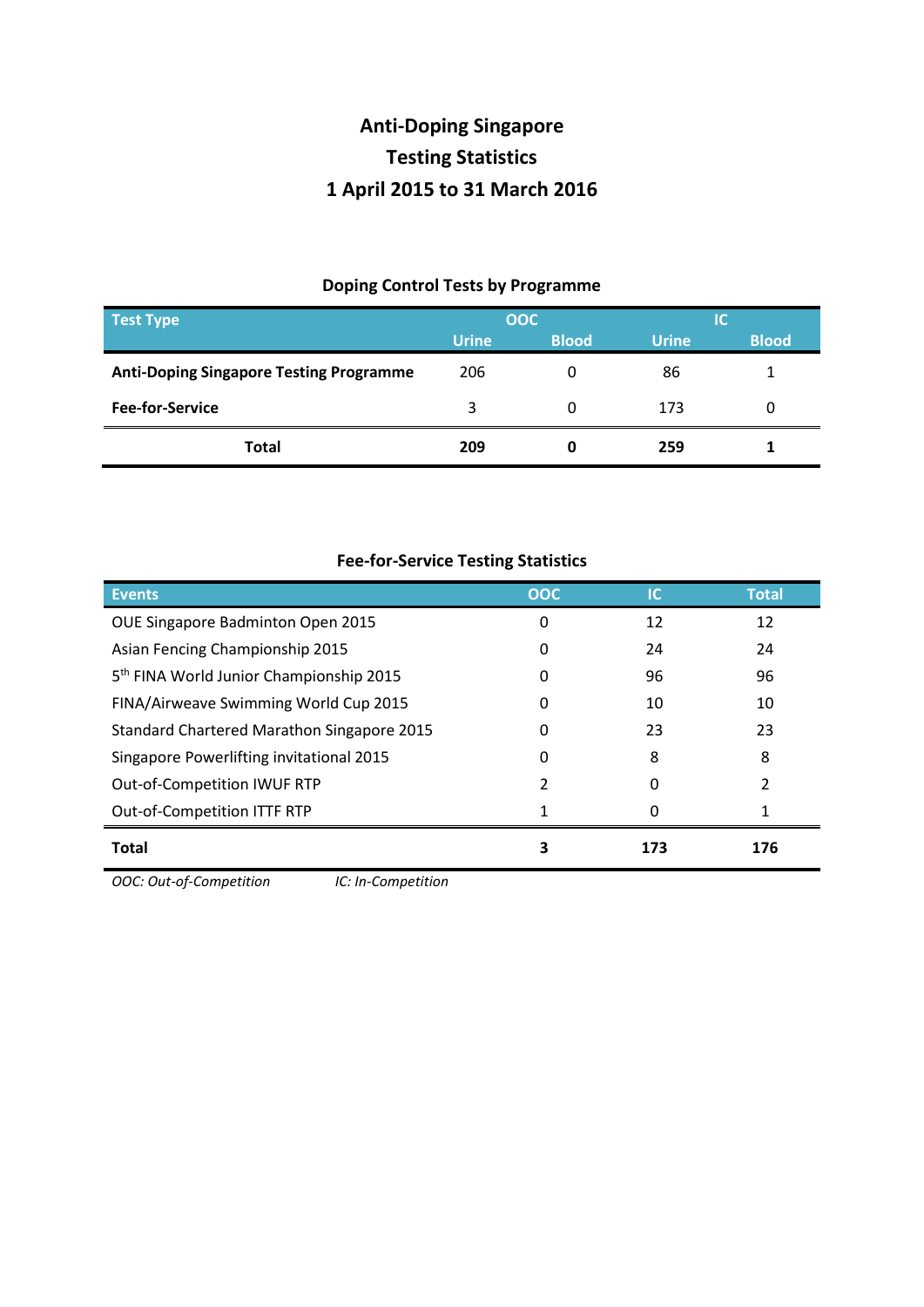# Anti-Doping Singapore
# Testing Statistics
# 1 April 2015 to 31 March 2016

## Doping Control Tests by Programme

| Test Type | OOC | | IC | |
|---|---|---|---|---|
| | Urine | Blood | Urine | Blood |
| **Anti-Doping Singapore Testing Programme** | 206 | 0 | 86 | 1 |
| **Fee-for-Service** | 3 | 0 | 173 | 0 |
| **Total** | **209** | **0** | **259** | **1** |

## Fee-for-Service Testing Statistics

| Events | OOC | IC | Total |
|---|---|---|---|
| OUE Singapore Badminton Open 2015 | 0 | 12 | 12 |
| Asian Fencing Championship 2015 | 0 | 24 | 24 |
| 5th FINA World Junior Championship 2015 | 0 | 96 | 96 |
| FINA/Airweave Swimming World Cup 2015 | 0 | 10 | 10 |
| Standard Chartered Marathon Singapore 2015 | 0 | 23 | 23 |
| Singapore Powerlifting invitational 2015 | 0 | 8 | 8 |
| Out-of-Competition IWUF RTP | 2 | 0 | 2 |
| Out-of-Competition ITTF RTP | 1 | 0 | 1 |
| **Total** | **3** | **173** | **176** |

*OOC: Out-of-Competition* *IC: In-Competition*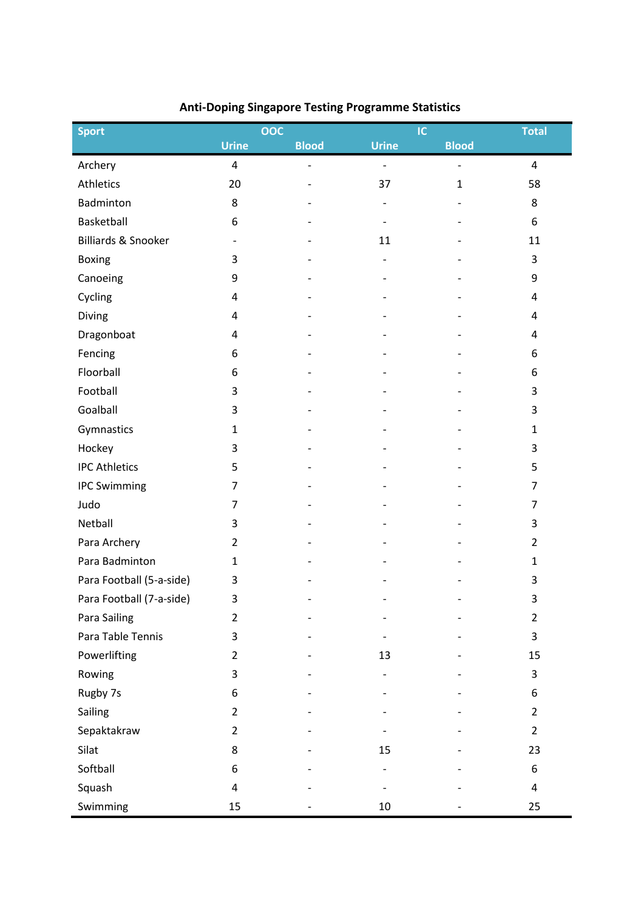**Anti-Doping Singapore Testing Programme Statistics**

| Sport | OOC | | IC | | Total |
|---|---|---|---|---|---|
| | Urine | Blood | Urine | Blood | |
| Archery | 4 | - | - | - | 4 |
| Athletics | 20 | - | 37 | 1 | 58 |
| Badminton | 8 | - | - | - | 8 |
| Basketball | 6 | - | - | - | 6 |
| Billiards & Snooker | - | - | 11 | - | 11 |
| Boxing | 3 | - | - | - | 3 |
| Canoeing | 9 | - | - | - | 9 |
| Cycling | 4 | - | - | - | 4 |
| Diving | 4 | - | - | - | 4 |
| Dragonboat | 4 | - | - | - | 4 |
| Fencing | 6 | - | - | - | 6 |
| Floorball | 6 | - | - | - | 6 |
| Football | 3 | - | - | - | 3 |
| Goalball | 3 | - | - | - | 3 |
| Gymnastics | 1 | - | - | - | 1 |
| Hockey | 3 | - | - | - | 3 |
| IPC Athletics | 5 | - | - | - | 5 |
| IPC Swimming | 7 | - | - | - | 7 |
| Judo | 7 | - | - | - | 7 |
| Netball | 3 | - | - | - | 3 |
| Para Archery | 2 | - | - | - | 2 |
| Para Badminton | 1 | - | - | - | 1 |
| Para Football (5-a-side) | 3 | - | - | - | 3 |
| Para Football (7-a-side) | 3 | - | - | - | 3 |
| Para Sailing | 2 | - | - | - | 2 |
| Para Table Tennis | 3 | - | - | - | 3 |
| Powerlifting | 2 | - | 13 | - | 15 |
| Rowing | 3 | - | - | - | 3 |
| Rugby 7s | 6 | - | - | - | 6 |
| Sailing | 2 | - | - | - | 2 |
| Sepaktakraw | 2 | - | - | - | 2 |
| Silat | 8 | - | 15 | - | 23 |
| Softball | 6 | - | - | - | 6 |
| Squash | 4 | - | - | - | 4 |
| Swimming | 15 | - | 10 | - | 25 |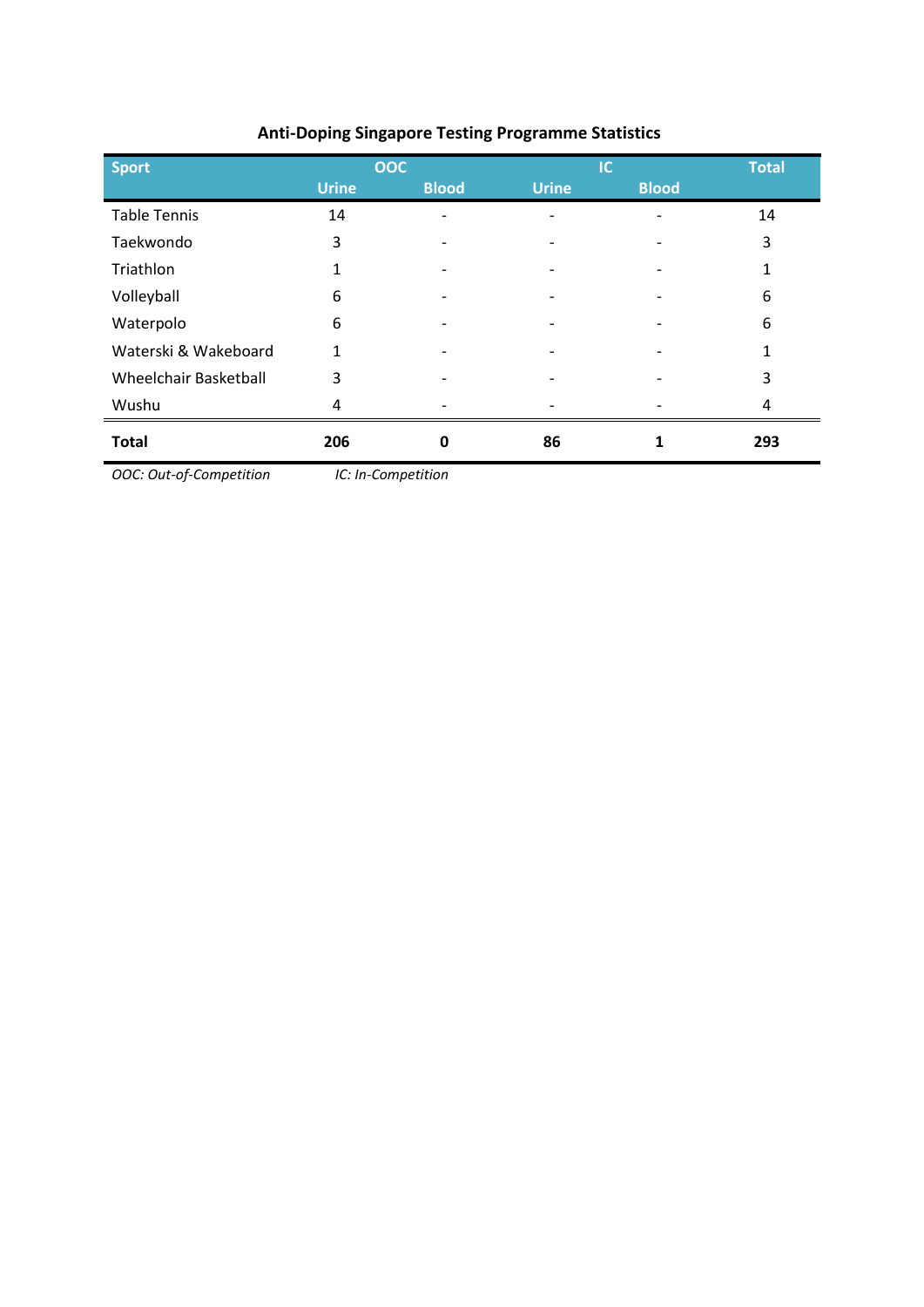**Anti-Doping Singapore Testing Programme Statistics**

| Sport | OOC | | IC | | Total |
|---|---|---|---|---|---|
| | Urine | Blood | Urine | Blood | |
| Table Tennis | 14 | - | - | - | 14 |
| Taekwondo | 3 | - | - | - | 3 |
| Triathlon | 1 | - | - | - | 1 |
| Volleyball | 6 | - | - | - | 6 |
| Waterpolo | 6 | - | - | - | 6 |
| Waterski & Wakeboard | 1 | - | - | - | 1 |
| Wheelchair Basketball | 3 | - | - | - | 3 |
| Wushu | 4 | - | - | - | 4 |
| **Total** | **206** | **0** | **86** | **1** | **293** |

*OOC: Out-of-Competition* *IC: In-Competition*